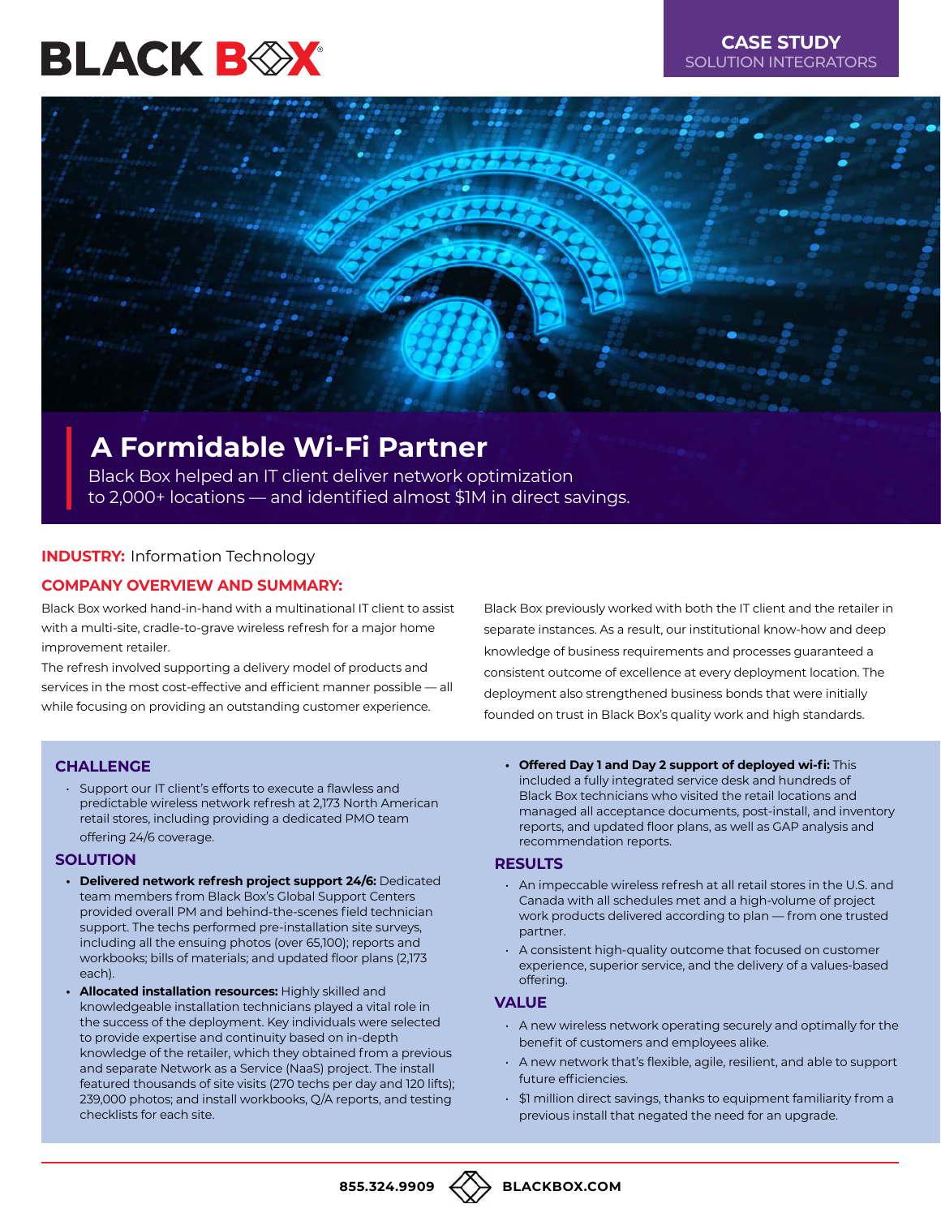CASE STUDY
SOLUTION INTEGRATORS

# A Formidable Wi-Fi Partner

Black Box helped an IT client deliver network optimization to 2,000+ locations — and identified almost $1M in direct savings.

**INDUSTRY:** Information Technology

## COMPANY OVERVIEW AND SUMMARY:

Black Box worked hand-in-hand with a multinational IT client to assist with a multi-site, cradle-to-grave wireless refresh for a major home improvement retailer.

The refresh involved supporting a delivery model of products and services in the most cost-effective and efficient manner possible — all while focusing on providing an outstanding customer experience.

Black Box previously worked with both the IT client and the retailer in separate instances. As a result, our institutional know-how and deep knowledge of business requirements and processes guaranteed a consistent outcome of excellence at every deployment location. The deployment also strengthened business bonds that were initially founded on trust in Black Box's quality work and high standards.

## CHALLENGE

- Support our IT client's efforts to execute a flawless and predictable wireless network refresh at 2,173 North American retail stores, including providing a dedicated PMO team offering 24/6 coverage.

## SOLUTION

- **Delivered network refresh project support 24/6:** Dedicated team members from Black Box's Global Support Centers provided overall PM and behind-the-scenes field technician support. The techs performed pre-installation site surveys, including all the ensuing photos (over 65,100); reports and workbooks; bills of materials; and updated floor plans (2,173 each).
- **Allocated installation resources:** Highly skilled and knowledgeable installation technicians played a vital role in the success of the deployment. Key individuals were selected to provide expertise and continuity based on in-depth knowledge of the retailer, which they obtained from a previous and separate Network as a Service (NaaS) project. The install featured thousands of site visits (270 techs per day and 120 lifts); 239,000 photos; and install workbooks, Q/A reports, and testing checklists for each site.
- **Offered Day 1 and Day 2 support of deployed wi-fi:** This included a fully integrated service desk and hundreds of Black Box technicians who visited the retail locations and managed all acceptance documents, post-install, and inventory reports, and updated floor plans, as well as GAP analysis and recommendation reports.

## RESULTS

- An impeccable wireless refresh at all retail stores in the U.S. and Canada with all schedules met and a high-volume of project work products delivered according to plan — from one trusted partner.
- A consistent high-quality outcome that focused on customer experience, superior service, and the delivery of a values-based offering.

## VALUE

- A new wireless network operating securely and optimally for the benefit of customers and employees alike.
- A new network that's flexible, agile, resilient, and able to support future efficiencies.
- $1 million direct savings, thanks to equipment familiarity from a previous install that negated the need for an upgrade.

855.324.9909 BLACKBOX.COM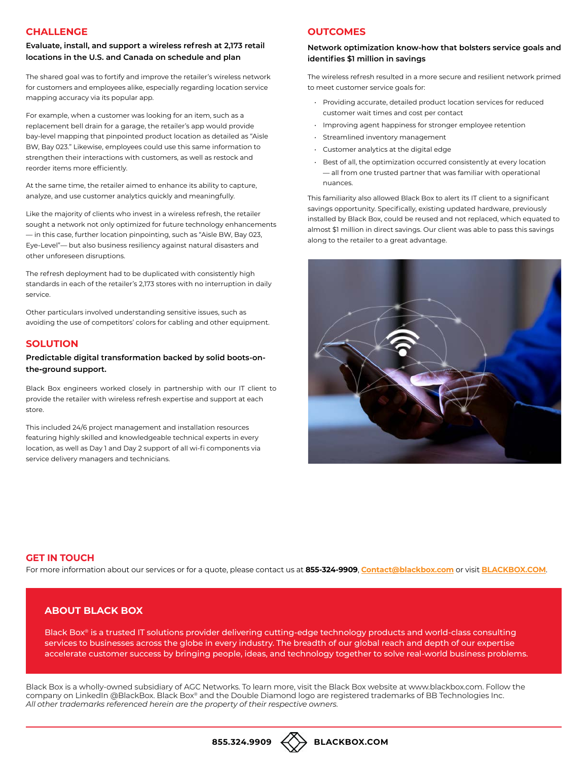## CHALLENGE

**Evaluate, install, and support a wireless refresh at 2,173 retail locations in the U.S. and Canada on schedule and plan**

The shared goal was to fortify and improve the retailer's wireless network for customers and employees alike, especially regarding location service mapping accuracy via its popular app.

For example, when a customer was looking for an item, such as a replacement bell drain for a garage, the retailer's app would provide bay-level mapping that pinpointed product location as detailed as "Aisle BW, Bay 023." Likewise, employees could use this same information to strengthen their interactions with customers, as well as restock and reorder items more efficiently.

At the same time, the retailer aimed to enhance its ability to capture, analyze, and use customer analytics quickly and meaningfully.

Like the majority of clients who invest in a wireless refresh, the retailer sought a network not only optimized for future technology enhancements — in this case, further location pinpointing, such as "Aisle BW, Bay 023, Eye-Level"— but also business resiliency against natural disasters and other unforeseen disruptions.

The refresh deployment had to be duplicated with consistently high standards in each of the retailer's 2,173 stores with no interruption in daily service.

Other particulars involved understanding sensitive issues, such as avoiding the use of competitors' colors for cabling and other equipment.

## SOLUTION

**Predictable digital transformation backed by solid boots-on-the-ground support.**

Black Box engineers worked closely in partnership with our IT client to provide the retailer with wireless refresh expertise and support at each store.

This included 24/6 project management and installation resources featuring highly skilled and knowledgeable technical experts in every location, as well as Day 1 and Day 2 support of all wi-fi components via service delivery managers and technicians.

## OUTCOMES

**Network optimization know-how that bolsters service goals and identifies $1 million in savings**

The wireless refresh resulted in a more secure and resilient network primed to meet customer service goals for:

- Providing accurate, detailed product location services for reduced customer wait times and cost per contact
- Improving agent happiness for stronger employee retention
- Streamlined inventory management
- Customer analytics at the digital edge
- Best of all, the optimization occurred consistently at every location — all from one trusted partner that was familiar with operational nuances.

This familiarity also allowed Black Box to alert its IT client to a significant savings opportunity. Specifically, existing updated hardware, previously installed by Black Box, could be reused and not replaced, which equated to almost $1 million in direct savings. Our client was able to pass this savings along to the retailer to a great advantage.

## GET IN TOUCH

For more information about our services or for a quote, please contact us at **855-324-9909**, Contact@blackbox.com or visit BLACKBOX.COM.

## ABOUT BLACK BOX

Black Box® is a trusted IT solutions provider delivering cutting-edge technology products and world-class consulting services to businesses across the globe in every industry. The breadth of our global reach and depth of our expertise accelerate customer success by bringing people, ideas, and technology together to solve real-world business problems.

Black Box is a wholly-owned subsidiary of AGC Networks. To learn more, visit the Black Box website at www.blackbox.com. Follow the company on LinkedIn @BlackBox. Black Box® and the Double Diamond logo are registered trademarks of BB Technologies Inc.
*All other trademarks referenced herein are the property of their respective owners.*

**855.324.9909** **BLACKBOX.COM**